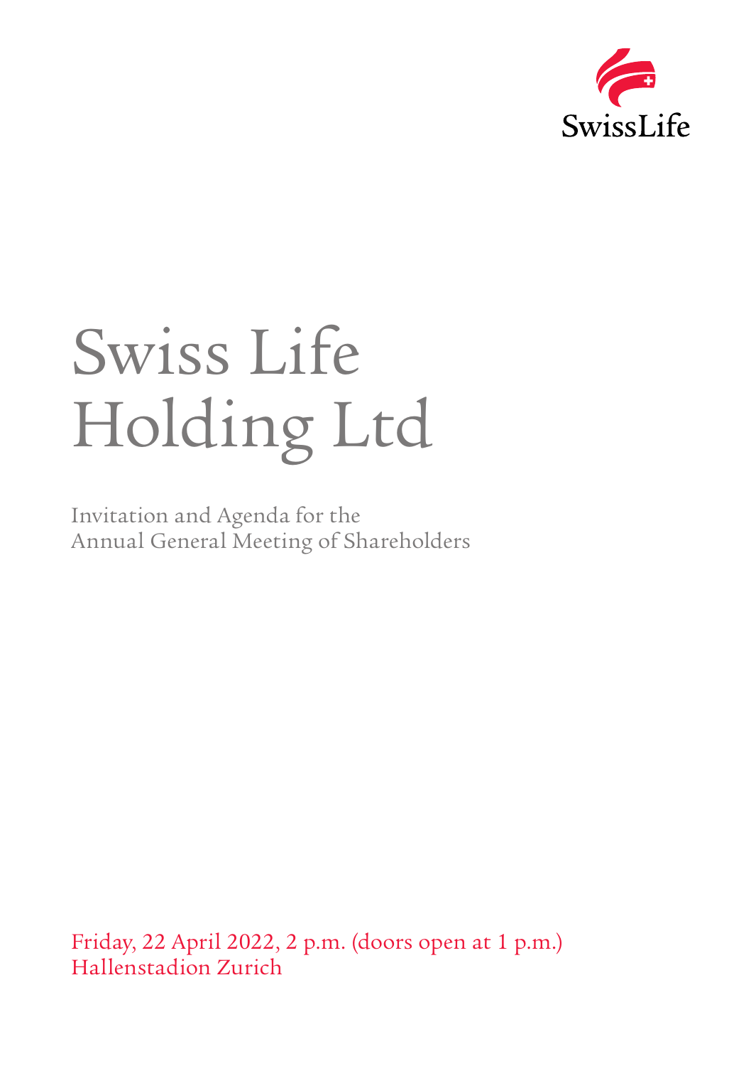SwissLife

# Swiss Life Holding Ltd

Invitation and Agenda for the Annual General Meeting of Shareholders

Friday, 22 April 2022, 2 p.m. (doors open at 1 p.m.)
Hallenstadion Zurich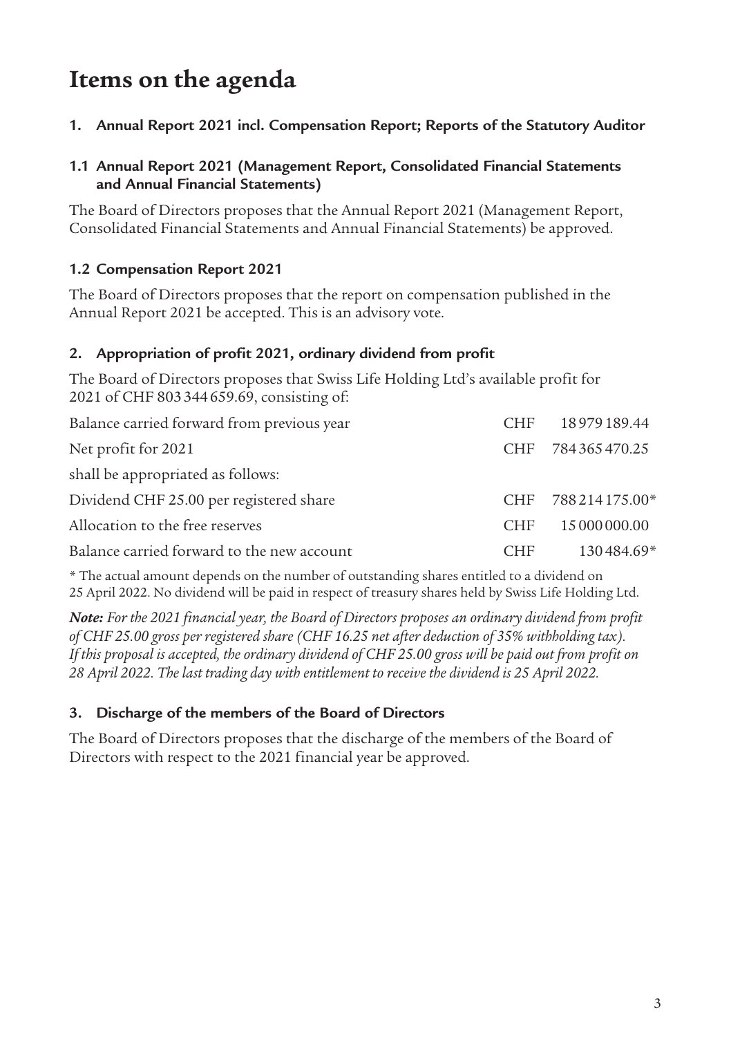# Items on the agenda

## 1. Annual Report 2021 incl. Compensation Report; Reports of the Statutory Auditor

### 1.1 Annual Report 2021 (Management Report, Consolidated Financial Statements and Annual Financial Statements)

The Board of Directors proposes that the Annual Report 2021 (Management Report, Consolidated Financial Statements and Annual Financial Statements) be approved.

### 1.2 Compensation Report 2021

The Board of Directors proposes that the report on compensation published in the Annual Report 2021 be accepted. This is an advisory vote.

## 2. Appropriation of profit 2021, ordinary dividend from profit

The Board of Directors proposes that Swiss Life Holding Ltd's available profit for 2021 of CHF 803 344 659.69, consisting of:

| | | |
|---|---|---|
| Balance carried forward from previous year | CHF | 18 979 189.44 |
| Net profit for 2021 | CHF | 784 365 470.25 |
| shall be appropriated as follows: | | |
| Dividend CHF 25.00 per registered share | CHF | 788 214 175.00* |
| Allocation to the free reserves | CHF | 15 000 000.00 |
| Balance carried forward to the new account | CHF | 130 484.69* |

* The actual amount depends on the number of outstanding shares entitled to a dividend on 25 April 2022. No dividend will be paid in respect of treasury shares held by Swiss Life Holding Ltd.

***Note:*** *For the 2021 financial year, the Board of Directors proposes an ordinary dividend from profit of CHF 25.00 gross per registered share (CHF 16.25 net after deduction of 35% withholding tax). If this proposal is accepted, the ordinary dividend of CHF 25.00 gross will be paid out from profit on 28 April 2022. The last trading day with entitlement to receive the dividend is 25 April 2022.*

## 3. Discharge of the members of the Board of Directors

The Board of Directors proposes that the discharge of the members of the Board of Directors with respect to the 2021 financial year be approved.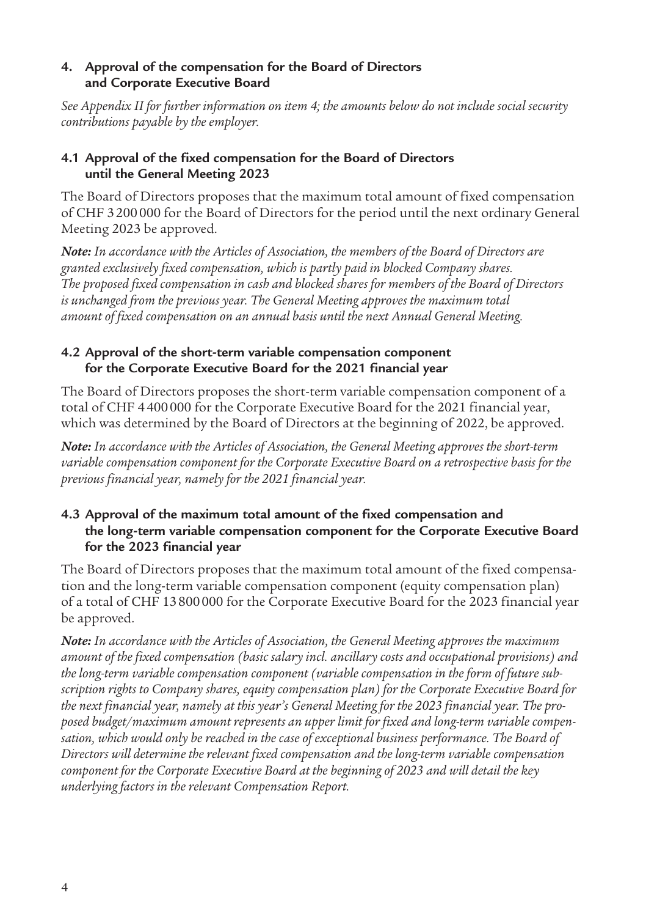## 4. Approval of the compensation for the Board of Directors and Corporate Executive Board

*See Appendix II for further information on item 4; the amounts below do not include social security contributions payable by the employer.*

### 4.1 Approval of the fixed compensation for the Board of Directors until the General Meeting 2023

The Board of Directors proposes that the maximum total amount of fixed compensation of CHF 3 200 000 for the Board of Directors for the period until the next ordinary General Meeting 2023 be approved.

***Note:** In accordance with the Articles of Association, the members of the Board of Directors are granted exclusively fixed compensation, which is partly paid in blocked Company shares. The proposed fixed compensation in cash and blocked shares for members of the Board of Directors is unchanged from the previous year. The General Meeting approves the maximum total amount of fixed compensation on an annual basis until the next Annual General Meeting.*

### 4.2 Approval of the short-term variable compensation component for the Corporate Executive Board for the 2021 financial year

The Board of Directors proposes the short-term variable compensation component of a total of CHF 4 400 000 for the Corporate Executive Board for the 2021 financial year, which was determined by the Board of Directors at the beginning of 2022, be approved.

***Note:** In accordance with the Articles of Association, the General Meeting approves the short-term variable compensation component for the Corporate Executive Board on a retrospective basis for the previous financial year, namely for the 2021 financial year.*

### 4.3 Approval of the maximum total amount of the fixed compensation and the long-term variable compensation component for the Corporate Executive Board for the 2023 financial year

The Board of Directors proposes that the maximum total amount of the fixed compensation and the long-term variable compensation component (equity compensation plan) of a total of CHF 13 800 000 for the Corporate Executive Board for the 2023 financial year be approved.

***Note:** In accordance with the Articles of Association, the General Meeting approves the maximum amount of the fixed compensation (basic salary incl. ancillary costs and occupational provisions) and the long-term variable compensation component (variable compensation in the form of future subscription rights to Company shares, equity compensation plan) for the Corporate Executive Board for the next financial year, namely at this year's General Meeting for the 2023 financial year. The proposed budget/maximum amount represents an upper limit for fixed and long-term variable compensation, which would only be reached in the case of exceptional business performance. The Board of Directors will determine the relevant fixed compensation and the long-term variable compensation component for the Corporate Executive Board at the beginning of 2023 and will detail the key underlying factors in the relevant Compensation Report.*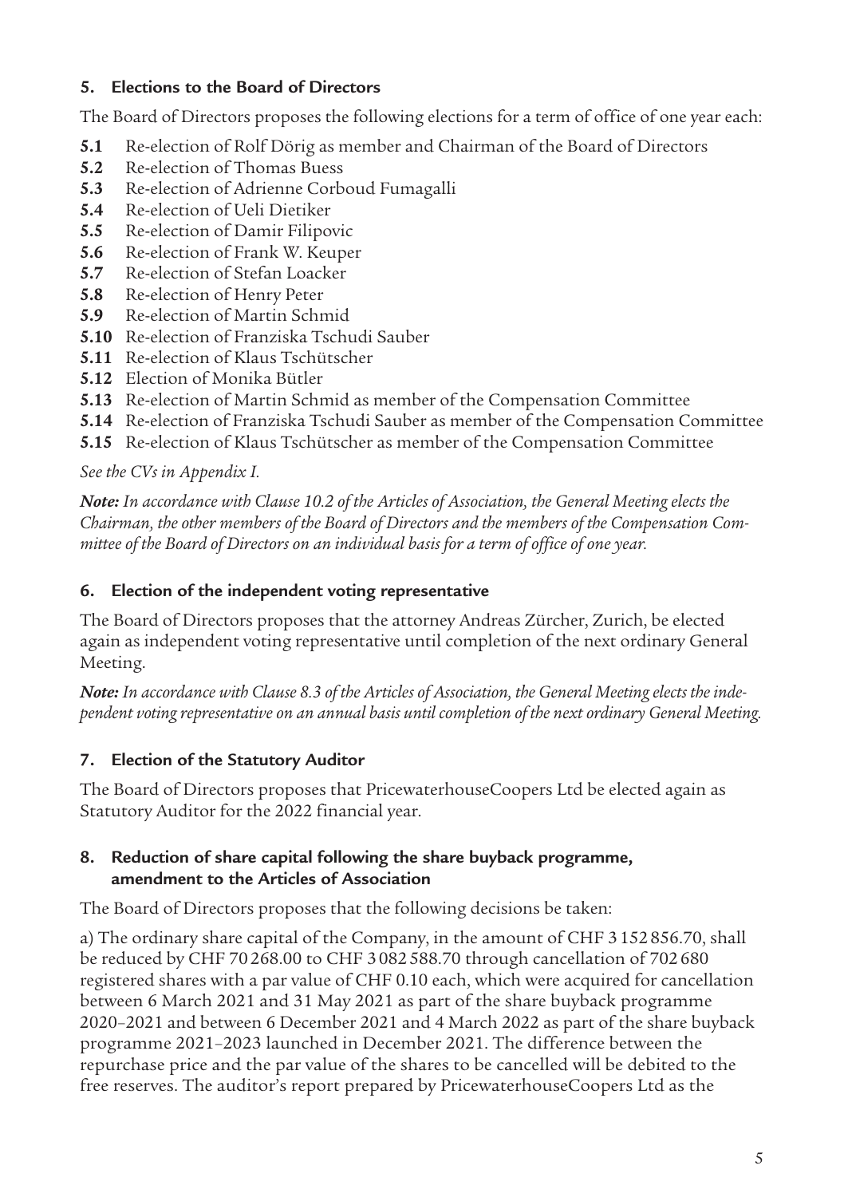## 5. Elections to the Board of Directors

The Board of Directors proposes the following elections for a term of office of one year each:

- **5.1** Re-election of Rolf Dörig as member and Chairman of the Board of Directors
- **5.2** Re-election of Thomas Buess
- **5.3** Re-election of Adrienne Corboud Fumagalli
- **5.4** Re-election of Ueli Dietiker
- **5.5** Re-election of Damir Filipovic
- **5.6** Re-election of Frank W. Keuper
- **5.7** Re-election of Stefan Loacker
- **5.8** Re-election of Henry Peter
- **5.9** Re-election of Martin Schmid
- **5.10** Re-election of Franziska Tschudi Sauber
- **5.11** Re-election of Klaus Tschütscher
- **5.12** Election of Monika Bütler
- **5.13** Re-election of Martin Schmid as member of the Compensation Committee
- **5.14** Re-election of Franziska Tschudi Sauber as member of the Compensation Committee
- **5.15** Re-election of Klaus Tschütscher as member of the Compensation Committee

*See the CVs in Appendix I.*

***Note:*** *In accordance with Clause 10.2 of the Articles of Association, the General Meeting elects the Chairman, the other members of the Board of Directors and the members of the Compensation Committee of the Board of Directors on an individual basis for a term of office of one year.*

## 6. Election of the independent voting representative

The Board of Directors proposes that the attorney Andreas Zürcher, Zurich, be elected again as independent voting representative until completion of the next ordinary General Meeting.

***Note:*** *In accordance with Clause 8.3 of the Articles of Association, the General Meeting elects the independent voting representative on an annual basis until completion of the next ordinary General Meeting.*

## 7. Election of the Statutory Auditor

The Board of Directors proposes that PricewaterhouseCoopers Ltd be elected again as Statutory Auditor for the 2022 financial year.

## 8. Reduction of share capital following the share buyback programme, amendment to the Articles of Association

The Board of Directors proposes that the following decisions be taken:

a) The ordinary share capital of the Company, in the amount of CHF 3 152 856.70, shall be reduced by CHF 70 268.00 to CHF 3 082 588.70 through cancellation of 702 680 registered shares with a par value of CHF 0.10 each, which were acquired for cancellation between 6 March 2021 and 31 May 2021 as part of the share buyback programme 2020–2021 and between 6 December 2021 and 4 March 2022 as part of the share buyback programme 2021–2023 launched in December 2021. The difference between the repurchase price and the par value of the shares to be cancelled will be debited to the free reserves. The auditor's report prepared by PricewaterhouseCoopers Ltd as the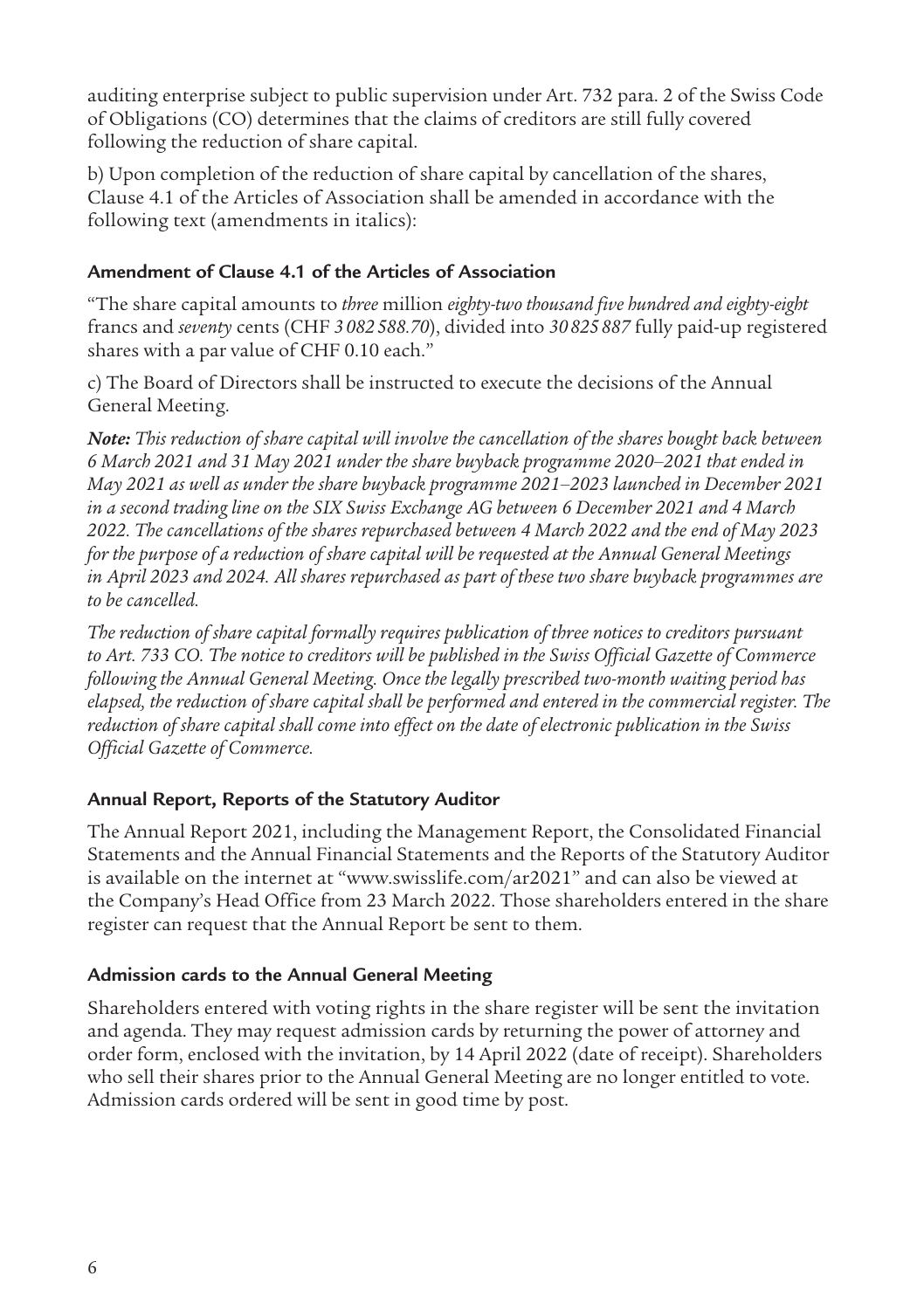auditing enterprise subject to public supervision under Art. 732 para. 2 of the Swiss Code of Obligations (CO) determines that the claims of creditors are still fully covered following the reduction of share capital.

b) Upon completion of the reduction of share capital by cancellation of the shares, Clause 4.1 of the Articles of Association shall be amended in accordance with the following text (amendments in italics):

**Amendment of Clause 4.1 of the Articles of Association**

"The share capital amounts to *three* million *eighty-two thousand five hundred and eighty-eight* francs and *seventy* cents (CHF *3 082 588.70*), divided into *30 825 887* fully paid-up registered shares with a par value of CHF 0.10 each."

c) The Board of Directors shall be instructed to execute the decisions of the Annual General Meeting.

***Note:*** *This reduction of share capital will involve the cancellation of the shares bought back between 6 March 2021 and 31 May 2021 under the share buyback programme 2020–2021 that ended in May 2021 as well as under the share buyback programme 2021–2023 launched in December 2021 in a second trading line on the SIX Swiss Exchange AG between 6 December 2021 and 4 March 2022. The cancellations of the shares repurchased between 4 March 2022 and the end of May 2023 for the purpose of a reduction of share capital will be requested at the Annual General Meetings in April 2023 and 2024. All shares repurchased as part of these two share buyback programmes are to be cancelled.*

*The reduction of share capital formally requires publication of three notices to creditors pursuant to Art. 733 CO. The notice to creditors will be published in the Swiss Official Gazette of Commerce following the Annual General Meeting. Once the legally prescribed two-month waiting period has elapsed, the reduction of share capital shall be performed and entered in the commercial register. The reduction of share capital shall come into effect on the date of electronic publication in the Swiss Official Gazette of Commerce.*

**Annual Report, Reports of the Statutory Auditor**

The Annual Report 2021, including the Management Report, the Consolidated Financial Statements and the Annual Financial Statements and the Reports of the Statutory Auditor is available on the internet at "www.swisslife.com/ar2021" and can also be viewed at the Company's Head Office from 23 March 2022. Those shareholders entered in the share register can request that the Annual Report be sent to them.

**Admission cards to the Annual General Meeting**

Shareholders entered with voting rights in the share register will be sent the invitation and agenda. They may request admission cards by returning the power of attorney and order form, enclosed with the invitation, by 14 April 2022 (date of receipt). Shareholders who sell their shares prior to the Annual General Meeting are no longer entitled to vote. Admission cards ordered will be sent in good time by post.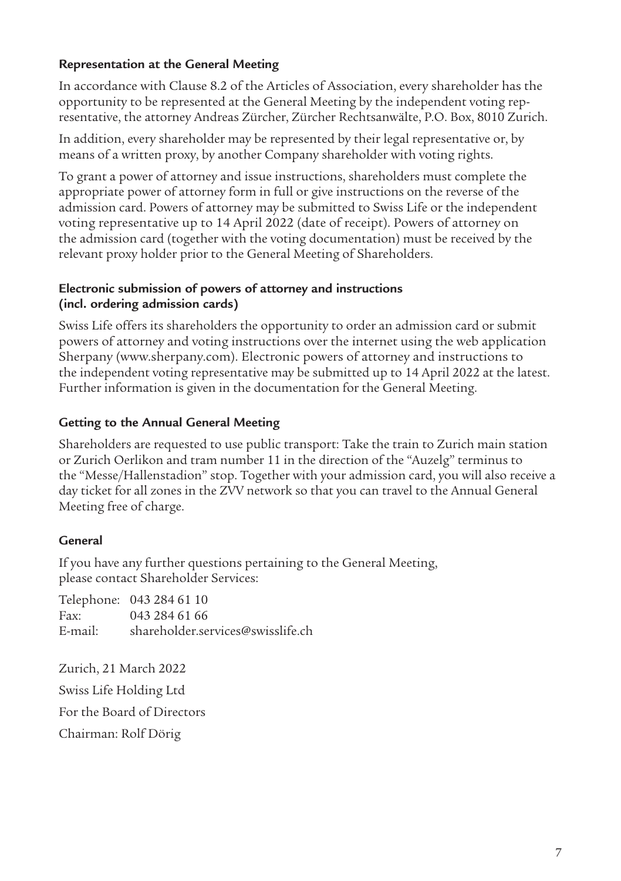### Representation at the General Meeting

In accordance with Clause 8.2 of the Articles of Association, every shareholder has the opportunity to be represented at the General Meeting by the independent voting representative, the attorney Andreas Zürcher, Zürcher Rechtsanwälte, P.O. Box, 8010 Zurich.

In addition, every shareholder may be represented by their legal representative or, by means of a written proxy, by another Company shareholder with voting rights.

To grant a power of attorney and issue instructions, shareholders must complete the appropriate power of attorney form in full or give instructions on the reverse of the admission card. Powers of attorney may be submitted to Swiss Life or the independent voting representative up to 14 April 2022 (date of receipt). Powers of attorney on the admission card (together with the voting documentation) must be received by the relevant proxy holder prior to the General Meeting of Shareholders.

### Electronic submission of powers of attorney and instructions (incl. ordering admission cards)

Swiss Life offers its shareholders the opportunity to order an admission card or submit powers of attorney and voting instructions over the internet using the web application Sherpany (www.sherpany.com). Electronic powers of attorney and instructions to the independent voting representative may be submitted up to 14 April 2022 at the latest. Further information is given in the documentation for the General Meeting.

### Getting to the Annual General Meeting

Shareholders are requested to use public transport: Take the train to Zurich main station or Zurich Oerlikon and tram number 11 in the direction of the "Auzelg" terminus to the "Messe/Hallenstadion" stop. Together with your admission card, you will also receive a day ticket for all zones in the ZVV network so that you can travel to the Annual General Meeting free of charge.

### General

If you have any further questions pertaining to the General Meeting, please contact Shareholder Services:

Telephone: 043 284 61 10
Fax: 043 284 61 66
E-mail: shareholder.services@swisslife.ch

Zurich, 21 March 2022

Swiss Life Holding Ltd

For the Board of Directors

Chairman: Rolf Dörig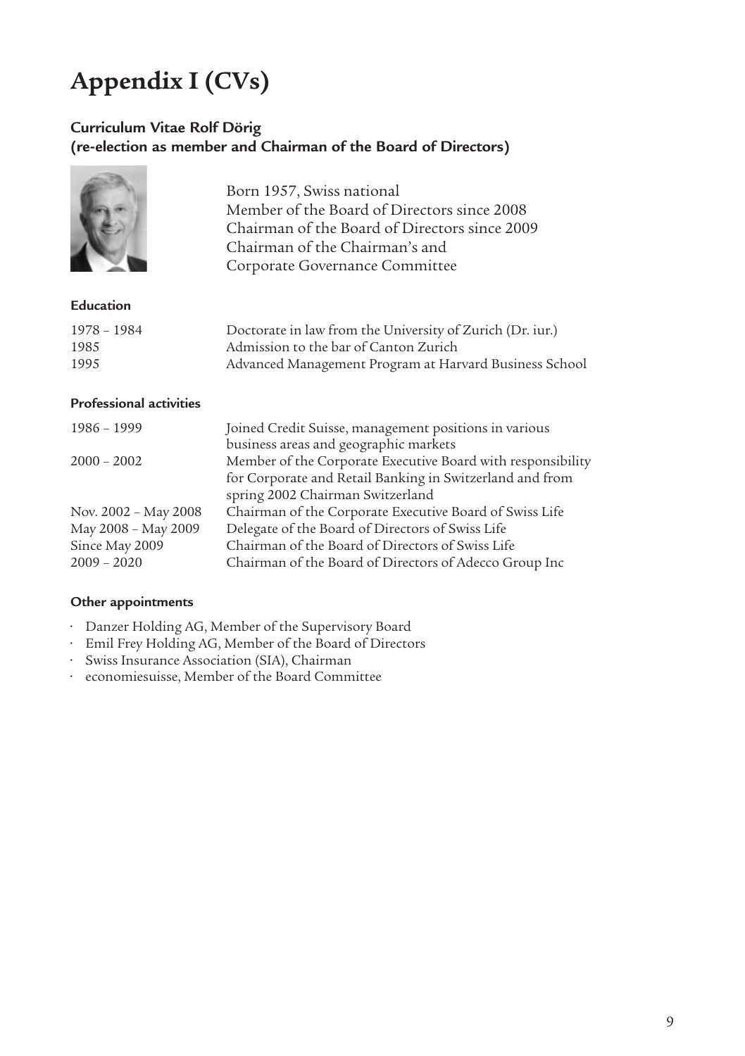# Appendix I (CVs)

## Curriculum Vitae Rolf Dörig
## (re-election as member and Chairman of the Board of Directors)

Born 1957, Swiss national
Member of the Board of Directors since 2008
Chairman of the Board of Directors since 2009
Chairman of the Chairman's and Corporate Governance Committee

### Education

| | |
|---|---|
| 1978 – 1984 | Doctorate in law from the University of Zurich (Dr. iur.) |
| 1985 | Admission to the bar of Canton Zurich |
| 1995 | Advanced Management Program at Harvard Business School |

### Professional activities

| | |
|---|---|
| 1986 – 1999 | Joined Credit Suisse, management positions in various business areas and geographic markets |
| 2000 – 2002 | Member of the Corporate Executive Board with responsibility for Corporate and Retail Banking in Switzerland and from spring 2002 Chairman Switzerland |
| Nov. 2002 – May 2008 | Chairman of the Corporate Executive Board of Swiss Life |
| May 2008 – May 2009 | Delegate of the Board of Directors of Swiss Life |
| Since May 2009 | Chairman of the Board of Directors of Swiss Life |
| 2009 – 2020 | Chairman of the Board of Directors of Adecco Group Inc |

### Other appointments

- Danzer Holding AG, Member of the Supervisory Board
- Emil Frey Holding AG, Member of the Board of Directors
- Swiss Insurance Association (SIA), Chairman
- economiesuisse, Member of the Board Committee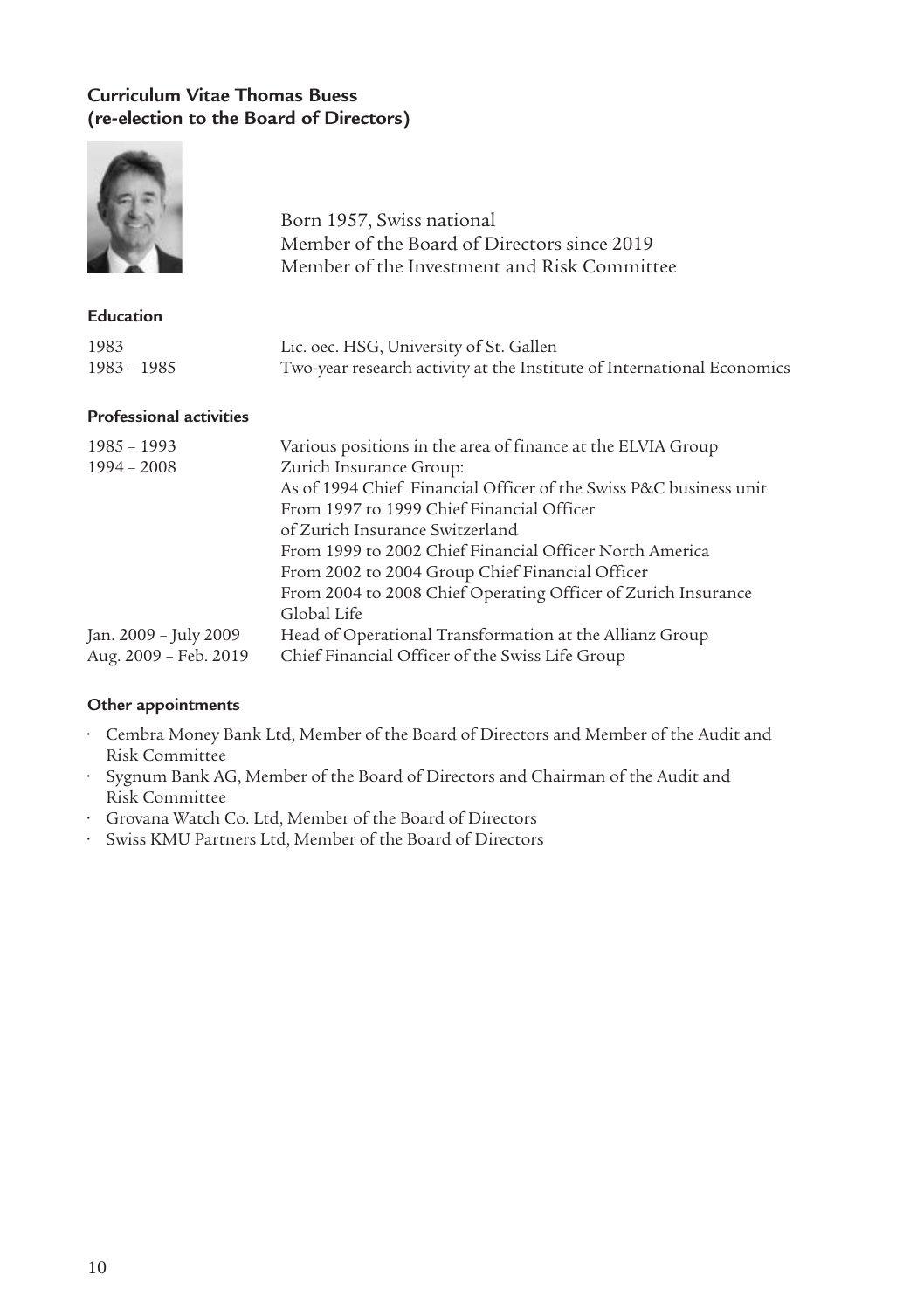## Curriculum Vitae Thomas Buess (re-election to the Board of Directors)

Born 1957, Swiss national
Member of the Board of Directors since 2019
Member of the Investment and Risk Committee

### Education

| | |
|---|---|
| 1983 | Lic. oec. HSG, University of St. Gallen |
| 1983 – 1985 | Two-year research activity at the Institute of International Economics |

### Professional activities

| | |
|---|---|
| 1985 – 1993 | Various positions in the area of finance at the ELVIA Group |
| 1994 – 2008 | Zurich Insurance Group:<br>As of 1994 Chief Financial Officer of the Swiss P&C business unit<br>From 1997 to 1999 Chief Financial Officer of Zurich Insurance Switzerland<br>From 1999 to 2002 Chief Financial Officer North America<br>From 2002 to 2004 Group Chief Financial Officer<br>From 2004 to 2008 Chief Operating Officer of Zurich Insurance Global Life |
| Jan. 2009 – July 2009 | Head of Operational Transformation at the Allianz Group |
| Aug. 2009 – Feb. 2019 | Chief Financial Officer of the Swiss Life Group |

### Other appointments

- Cembra Money Bank Ltd, Member of the Board of Directors and Member of the Audit and Risk Committee
- Sygnum Bank AG, Member of the Board of Directors and Chairman of the Audit and Risk Committee
- Grovana Watch Co. Ltd, Member of the Board of Directors
- Swiss KMU Partners Ltd, Member of the Board of Directors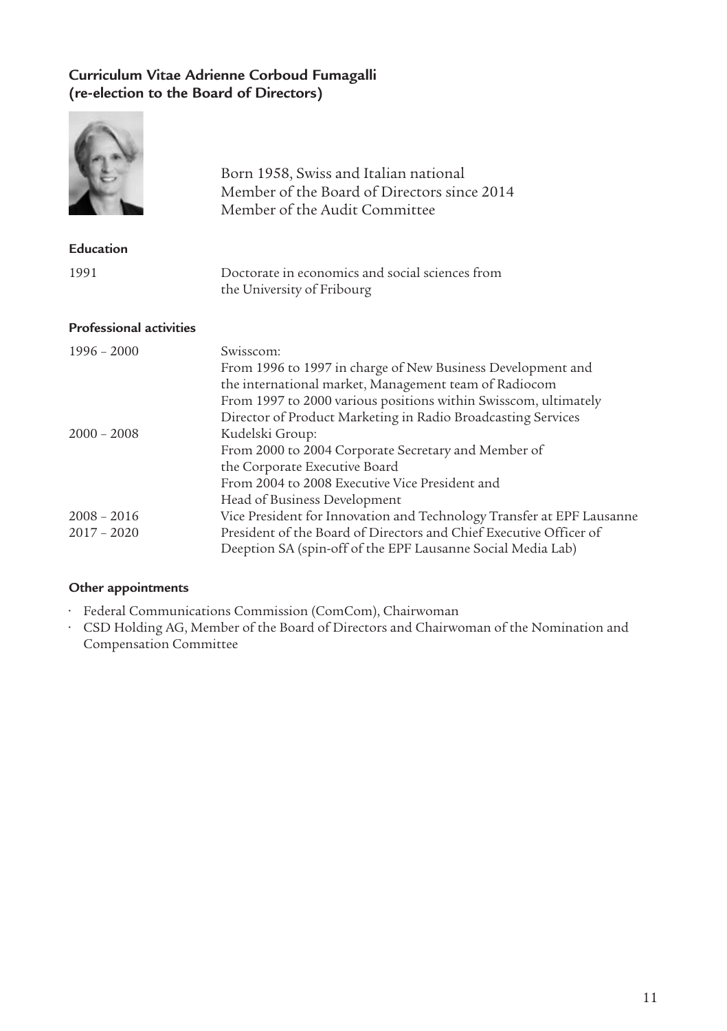## Curriculum Vitae Adrienne Corboud Fumagalli (re-election to the Board of Directors)

Born 1958, Swiss and Italian national
Member of the Board of Directors since 2014
Member of the Audit Committee

### Education

| | |
|---|---|
| 1991 | Doctorate in economics and social sciences from the University of Fribourg |

### Professional activities

| | |
|---|---|
| 1996 – 2000 | Swisscom: From 1996 to 1997 in charge of New Business Development and the international market, Management team of Radiocom. From 1997 to 2000 various positions within Swisscom, ultimately Director of Product Marketing in Radio Broadcasting Services |
| 2000 – 2008 | Kudelski Group: From 2000 to 2004 Corporate Secretary and Member of the Corporate Executive Board. From 2004 to 2008 Executive Vice President and Head of Business Development |
| 2008 – 2016 | Vice President for Innovation and Technology Transfer at EPF Lausanne |
| 2017 – 2020 | President of the Board of Directors and Chief Executive Officer of Deeption SA (spin-off of the EPF Lausanne Social Media Lab) |

### Other appointments

- Federal Communications Commission (ComCom), Chairwoman
- CSD Holding AG, Member of the Board of Directors and Chairwoman of the Nomination and Compensation Committee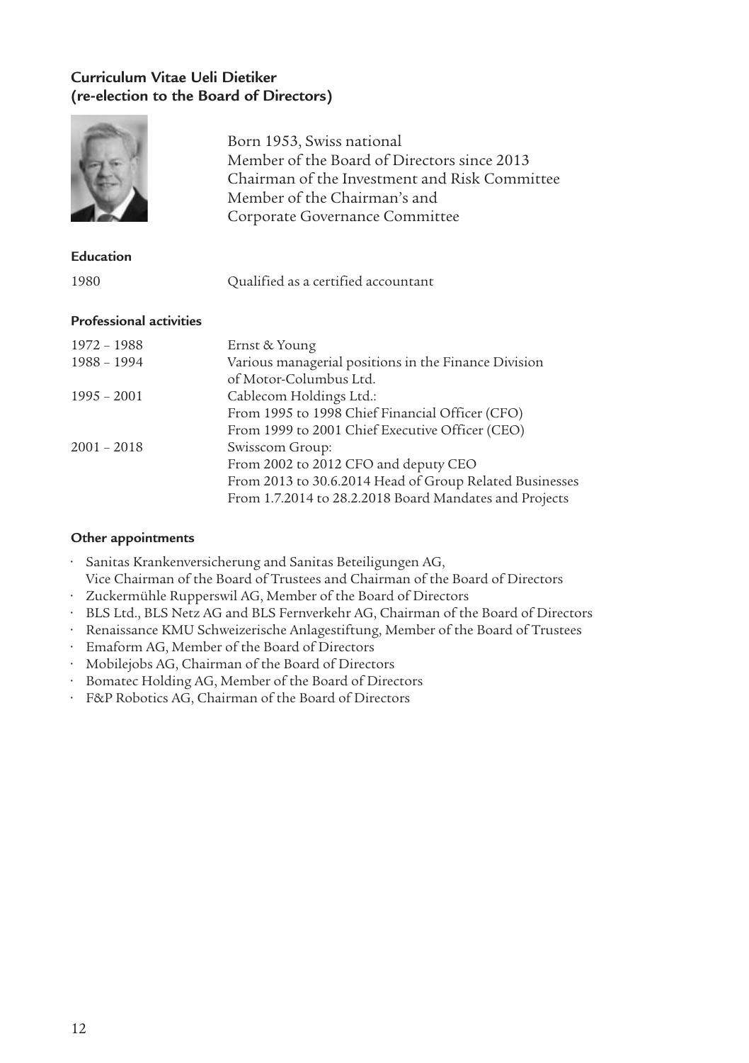## Curriculum Vitae Ueli Dietiker (re-election to the Board of Directors)

Born 1953, Swiss national
Member of the Board of Directors since 2013
Chairman of the Investment and Risk Committee
Member of the Chairman's and Corporate Governance Committee

### Education

| | |
|---|---|
| 1980 | Qualified as a certified accountant |

### Professional activities

| | |
|---|---|
| 1972 – 1988 | Ernst & Young |
| 1988 – 1994 | Various managerial positions in the Finance Division of Motor-Columbus Ltd. |
| 1995 – 2001 | Cablecom Holdings Ltd.:<br>From 1995 to 1998 Chief Financial Officer (CFO)<br>From 1999 to 2001 Chief Executive Officer (CEO) |
| 2001 – 2018 | Swisscom Group:<br>From 2002 to 2012 CFO and deputy CEO<br>From 2013 to 30.6.2014 Head of Group Related Businesses<br>From 1.7.2014 to 28.2.2018 Board Mandates and Projects |

### Other appointments

- Sanitas Krankenversicherung and Sanitas Beteiligungen AG, Vice Chairman of the Board of Trustees and Chairman of the Board of Directors
- Zuckermühle Rupperswil AG, Member of the Board of Directors
- BLS Ltd., BLS Netz AG and BLS Fernverkehr AG, Chairman of the Board of Directors
- Renaissance KMU Schweizerische Anlagestiftung, Member of the Board of Trustees
- Emaform AG, Member of the Board of Directors
- Mobilejobs AG, Chairman of the Board of Directors
- Bomatec Holding AG, Member of the Board of Directors
- F&P Robotics AG, Chairman of the Board of Directors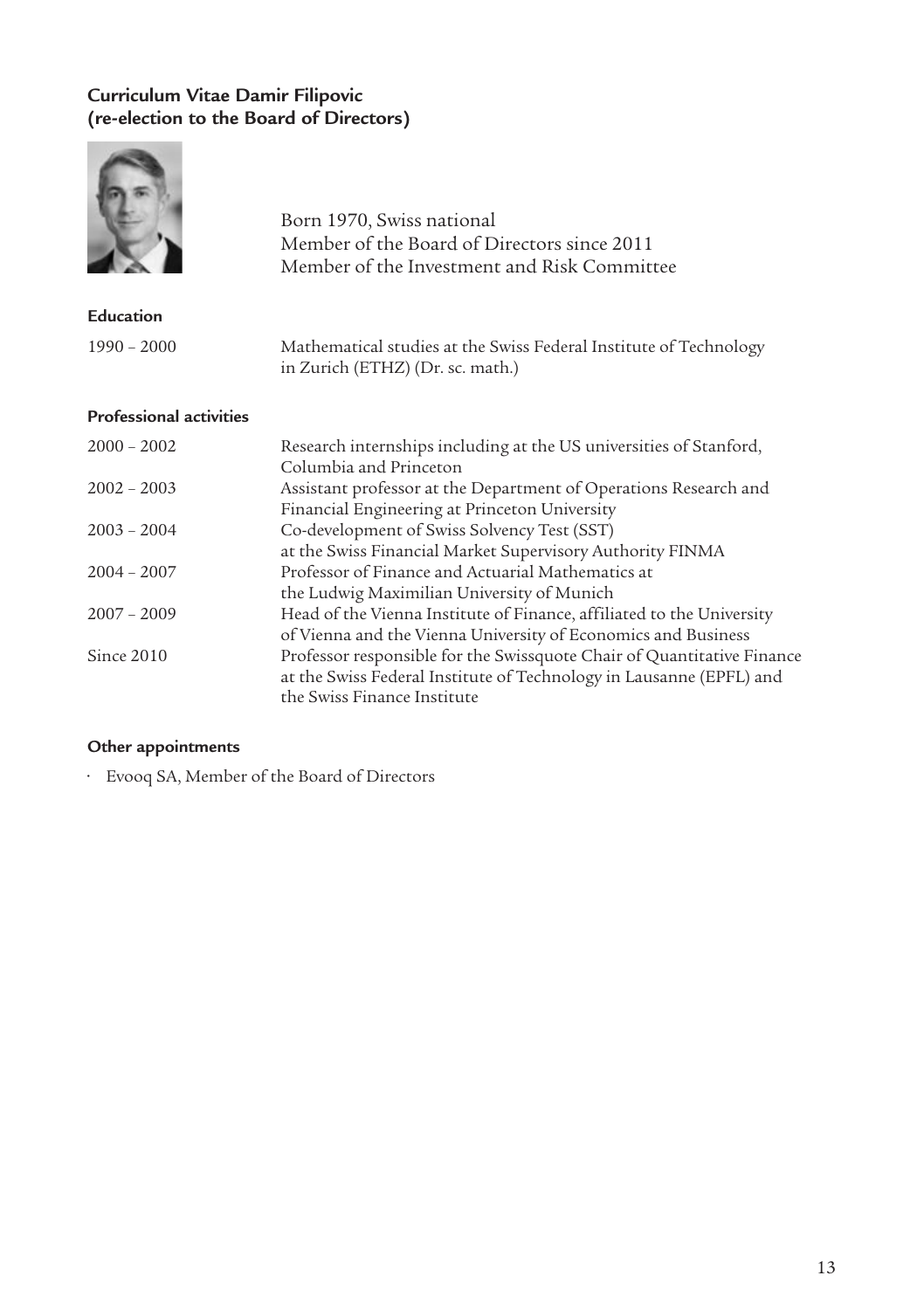## Curriculum Vitae Damir Filipovic (re-election to the Board of Directors)

Born 1970, Swiss national
Member of the Board of Directors since 2011
Member of the Investment and Risk Committee

### Education

| | |
|---|---|
| 1990 – 2000 | Mathematical studies at the Swiss Federal Institute of Technology in Zurich (ETHZ) (Dr. sc. math.) |

### Professional activities

| | |
|---|---|
| 2000 – 2002 | Research internships including at the US universities of Stanford, Columbia and Princeton |
| 2002 – 2003 | Assistant professor at the Department of Operations Research and Financial Engineering at Princeton University |
| 2003 – 2004 | Co-development of Swiss Solvency Test (SST) at the Swiss Financial Market Supervisory Authority FINMA |
| 2004 – 2007 | Professor of Finance and Actuarial Mathematics at the Ludwig Maximilian University of Munich |
| 2007 – 2009 | Head of the Vienna Institute of Finance, affiliated to the University of Vienna and the Vienna University of Economics and Business |
| Since 2010 | Professor responsible for the Swissquote Chair of Quantitative Finance at the Swiss Federal Institute of Technology in Lausanne (EPFL) and the Swiss Finance Institute |

### Other appointments

- Evooq SA, Member of the Board of Directors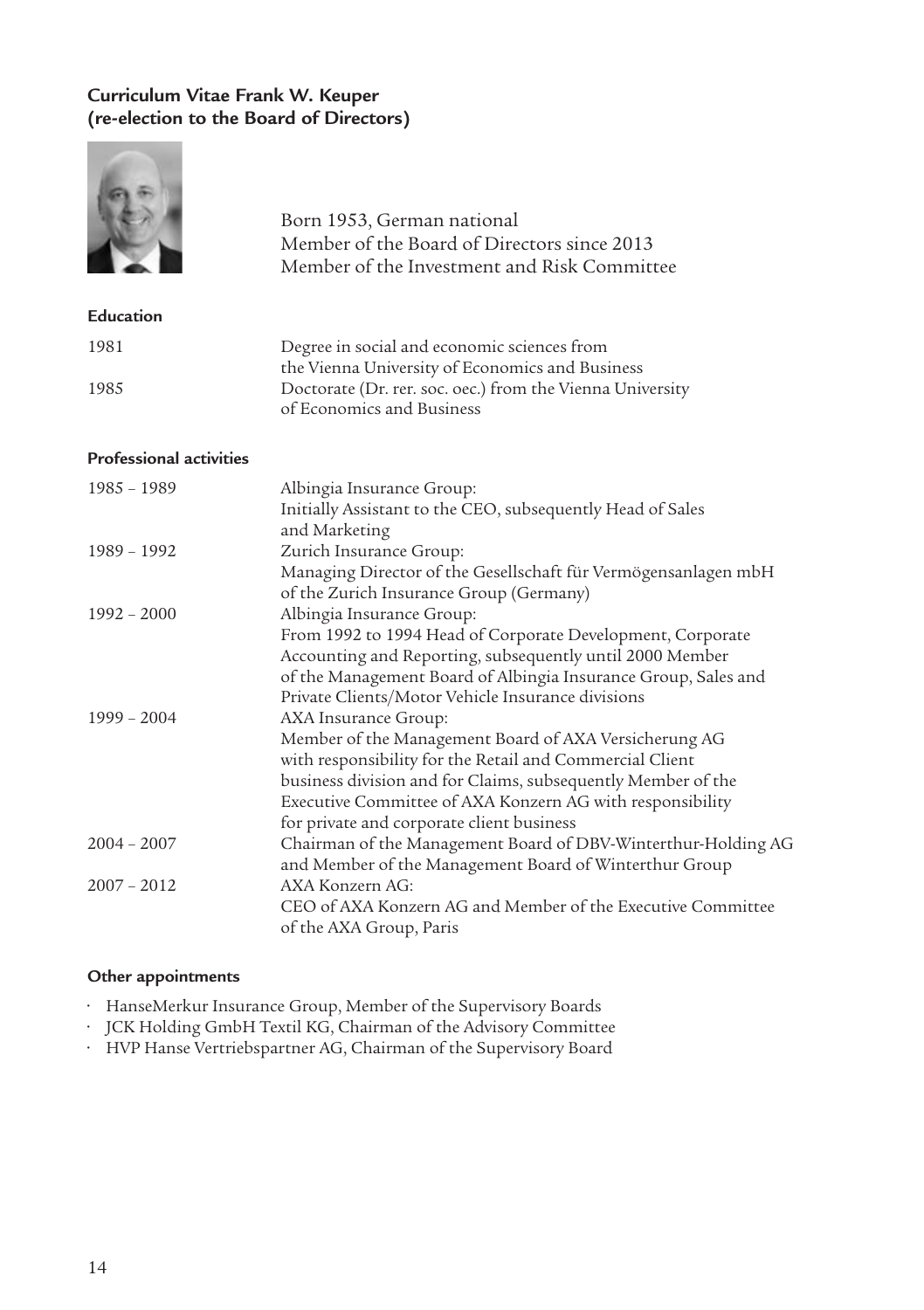## Curriculum Vitae Frank W. Keuper (re-election to the Board of Directors)

Born 1953, German national
Member of the Board of Directors since 2013
Member of the Investment and Risk Committee

### Education

| | |
|---|---|
| 1981 | Degree in social and economic sciences from the Vienna University of Economics and Business |
| 1985 | Doctorate (Dr. rer. soc. oec.) from the Vienna University of Economics and Business |

### Professional activities

| | |
|---|---|
| 1985 – 1989 | Albingia Insurance Group: Initially Assistant to the CEO, subsequently Head of Sales and Marketing |
| 1989 – 1992 | Zurich Insurance Group: Managing Director of the Gesellschaft für Vermögensanlagen mbH of the Zurich Insurance Group (Germany) |
| 1992 – 2000 | Albingia Insurance Group: From 1992 to 1994 Head of Corporate Development, Corporate Accounting and Reporting, subsequently until 2000 Member of the Management Board of Albingia Insurance Group, Sales and Private Clients/Motor Vehicle Insurance divisions |
| 1999 – 2004 | AXA Insurance Group: Member of the Management Board of AXA Versicherung AG with responsibility for the Retail and Commercial Client business division and for Claims, subsequently Member of the Executive Committee of AXA Konzern AG with responsibility for private and corporate client business |
| 2004 – 2007 | Chairman of the Management Board of DBV-Winterthur-Holding AG and Member of the Management Board of Winterthur Group |
| 2007 – 2012 | AXA Konzern AG: CEO of AXA Konzern AG and Member of the Executive Committee of the AXA Group, Paris |

### Other appointments

- HanseMerkur Insurance Group, Member of the Supervisory Boards
- JCK Holding GmbH Textil KG, Chairman of the Advisory Committee
- HVP Hanse Vertriebspartner AG, Chairman of the Supervisory Board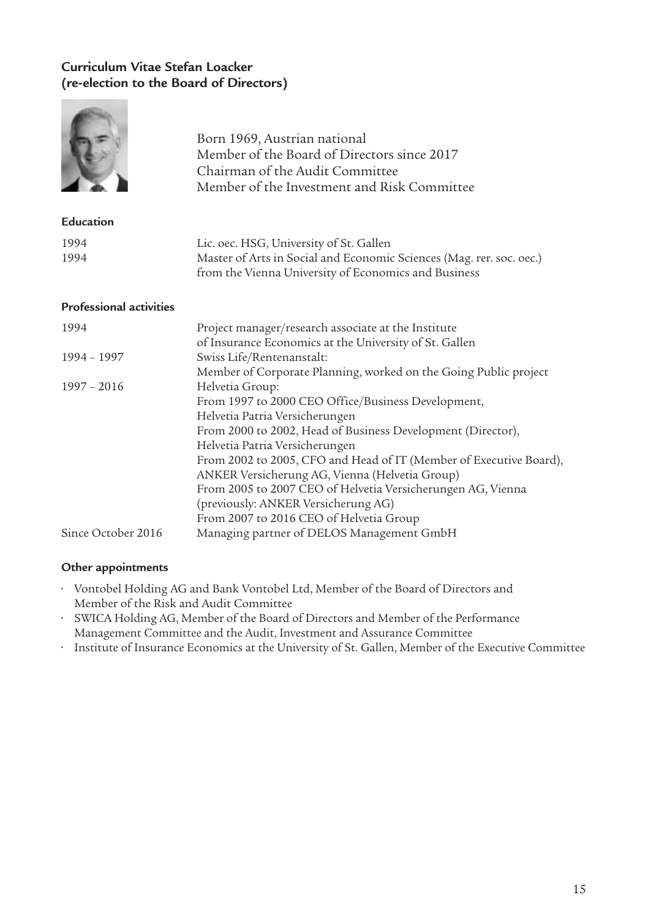## Curriculum Vitae Stefan Loacker (re-election to the Board of Directors)

Born 1969, Austrian national
Member of the Board of Directors since 2017
Chairman of the Audit Committee
Member of the Investment and Risk Committee

### Education

| | |
|---|---|
| 1994 | Lic. oec. HSG, University of St. Gallen |
| 1994 | Master of Arts in Social and Economic Sciences (Mag. rer. soc. oec.) from the Vienna University of Economics and Business |

### Professional activities

| | |
|---|---|
| 1994 | Project manager/research associate at the Institute of Insurance Economics at the University of St. Gallen |
| 1994 – 1997 | Swiss Life/Rentenanstalt: Member of Corporate Planning, worked on the Going Public project |
| 1997 – 2016 | Helvetia Group: From 1997 to 2000 CEO Office/Business Development, Helvetia Patria Versicherungen From 2000 to 2002, Head of Business Development (Director), Helvetia Patria Versicherungen From 2002 to 2005, CFO and Head of IT (Member of Executive Board), ANKER Versicherung AG, Vienna (Helvetia Group) From 2005 to 2007 CEO of Helvetia Versicherungen AG, Vienna (previously: ANKER Versicherung AG) From 2007 to 2016 CEO of Helvetia Group |
| Since October 2016 | Managing partner of DELOS Management GmbH |

### Other appointments

- Vontobel Holding AG and Bank Vontobel Ltd, Member of the Board of Directors and Member of the Risk and Audit Committee
- SWICA Holding AG, Member of the Board of Directors and Member of the Performance Management Committee and the Audit, Investment and Assurance Committee
- Institute of Insurance Economics at the University of St. Gallen, Member of the Executive Committee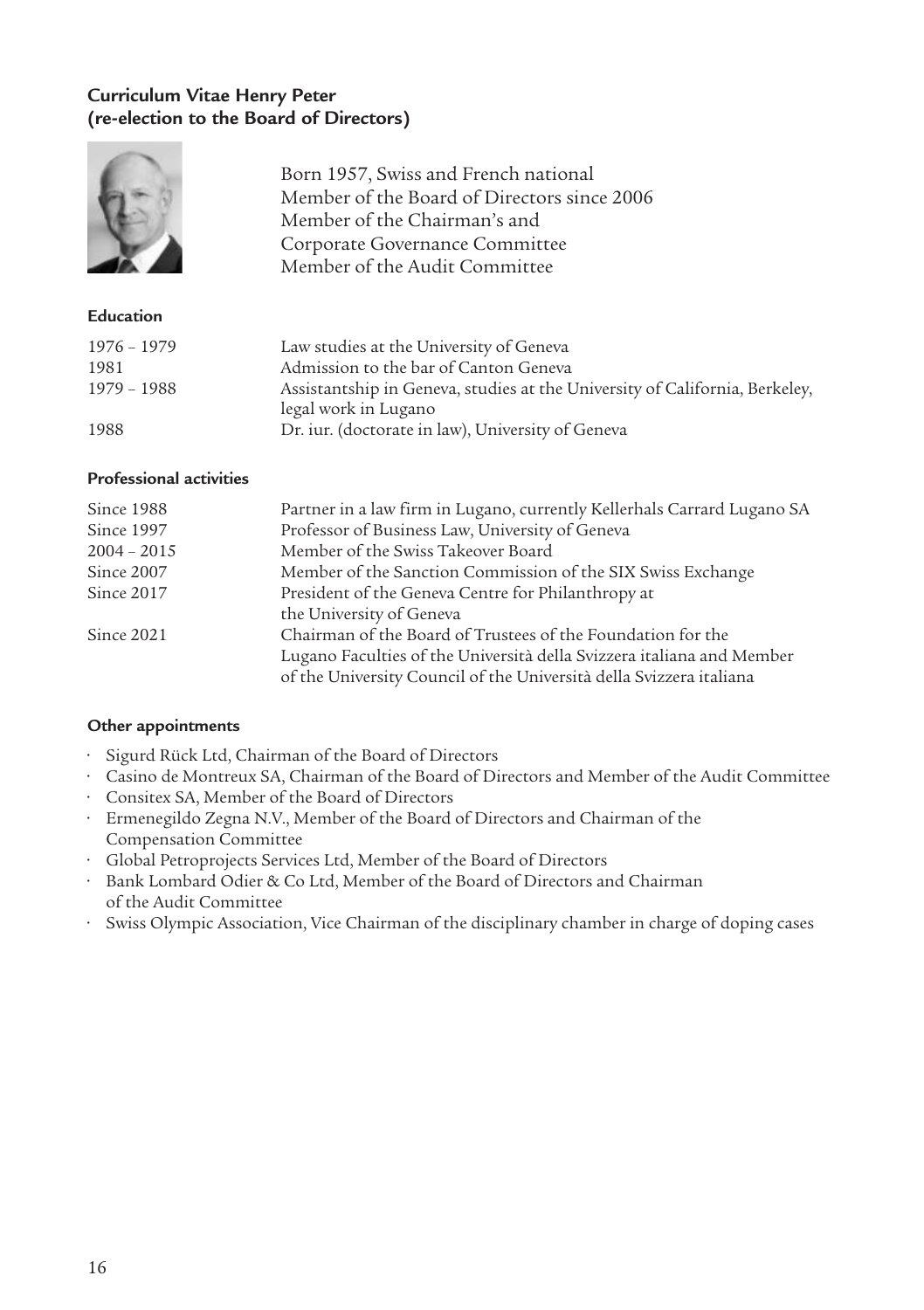## Curriculum Vitae Henry Peter (re-election to the Board of Directors)

Born 1957, Swiss and French national
Member of the Board of Directors since 2006
Member of the Chairman's and Corporate Governance Committee
Member of the Audit Committee

### Education

| | |
|---|---|
| 1976 – 1979 | Law studies at the University of Geneva |
| 1981 | Admission to the bar of Canton Geneva |
| 1979 – 1988 | Assistantship in Geneva, studies at the University of California, Berkeley, legal work in Lugano |
| 1988 | Dr. iur. (doctorate in law), University of Geneva |

### Professional activities

| | |
|---|---|
| Since 1988 | Partner in a law firm in Lugano, currently Kellerhals Carrard Lugano SA |
| Since 1997 | Professor of Business Law, University of Geneva |
| 2004 – 2015 | Member of the Swiss Takeover Board |
| Since 2007 | Member of the Sanction Commission of the SIX Swiss Exchange |
| Since 2017 | President of the Geneva Centre for Philanthropy at the University of Geneva |
| Since 2021 | Chairman of the Board of Trustees of the Foundation for the Lugano Faculties of the Università della Svizzera italiana and Member of the University Council of the Università della Svizzera italiana |

### Other appointments

- Sigurd Rück Ltd, Chairman of the Board of Directors
- Casino de Montreux SA, Chairman of the Board of Directors and Member of the Audit Committee
- Consitex SA, Member of the Board of Directors
- Ermenegildo Zegna N.V., Member of the Board of Directors and Chairman of the Compensation Committee
- Global Petroprojects Services Ltd, Member of the Board of Directors
- Bank Lombard Odier & Co Ltd, Member of the Board of Directors and Chairman of the Audit Committee
- Swiss Olympic Association, Vice Chairman of the disciplinary chamber in charge of doping cases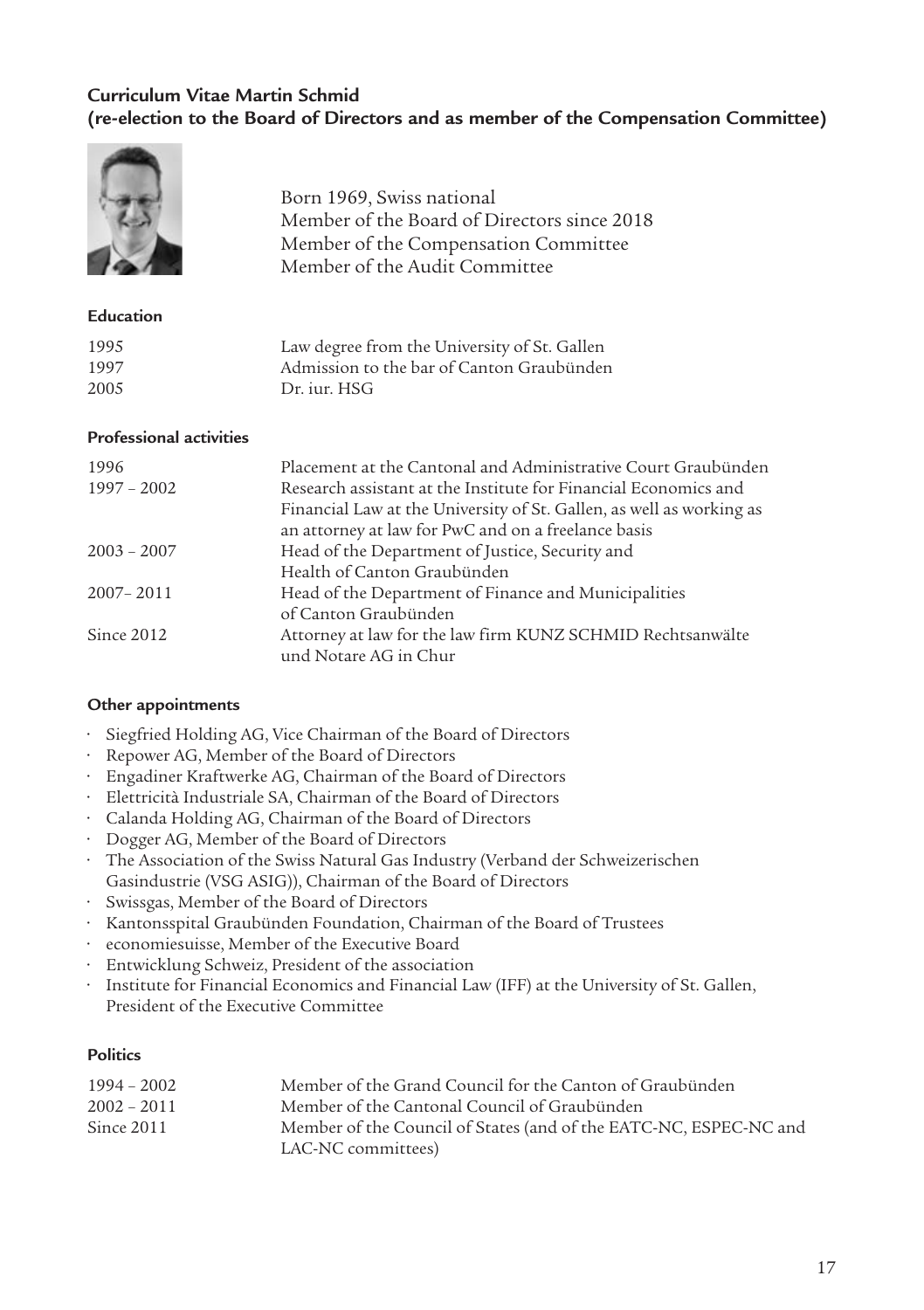## Curriculum Vitae Martin Schmid
## (re-election to the Board of Directors and as member of the Compensation Committee)

Born 1969, Swiss national
Member of the Board of Directors since 2018
Member of the Compensation Committee
Member of the Audit Committee

### Education

| | |
|---|---|
| 1995 | Law degree from the University of St. Gallen |
| 1997 | Admission to the bar of Canton Graubünden |
| 2005 | Dr. iur. HSG |

### Professional activities

| | |
|---|---|
| 1996 | Placement at the Cantonal and Administrative Court Graubünden |
| 1997 – 2002 | Research assistant at the Institute for Financial Economics and Financial Law at the University of St. Gallen, as well as working as an attorney at law for PwC and on a freelance basis |
| 2003 – 2007 | Head of the Department of Justice, Security and Health of Canton Graubünden |
| 2007– 2011 | Head of the Department of Finance and Municipalities of Canton Graubünden |
| Since 2012 | Attorney at law for the law firm KUNZ SCHMID Rechtsanwälte und Notare AG in Chur |

### Other appointments

- Siegfried Holding AG, Vice Chairman of the Board of Directors
- Repower AG, Member of the Board of Directors
- Engadiner Kraftwerke AG, Chairman of the Board of Directors
- Elettricità Industriale SA, Chairman of the Board of Directors
- Calanda Holding AG, Chairman of the Board of Directors
- Dogger AG, Member of the Board of Directors
- The Association of the Swiss Natural Gas Industry (Verband der Schweizerischen Gasindustrie (VSG ASIG)), Chairman of the Board of Directors
- Swissgas, Member of the Board of Directors
- Kantonsspital Graubünden Foundation, Chairman of the Board of Trustees
- economiesuisse, Member of the Executive Board
- Entwicklung Schweiz, President of the association
- Institute for Financial Economics and Financial Law (IFF) at the University of St. Gallen, President of the Executive Committee

### Politics

| | |
|---|---|
| 1994 – 2002 | Member of the Grand Council for the Canton of Graubünden |
| 2002 – 2011 | Member of the Cantonal Council of Graubünden |
| Since 2011 | Member of the Council of States (and of the EATC-NC, ESPEC-NC and LAC-NC committees) |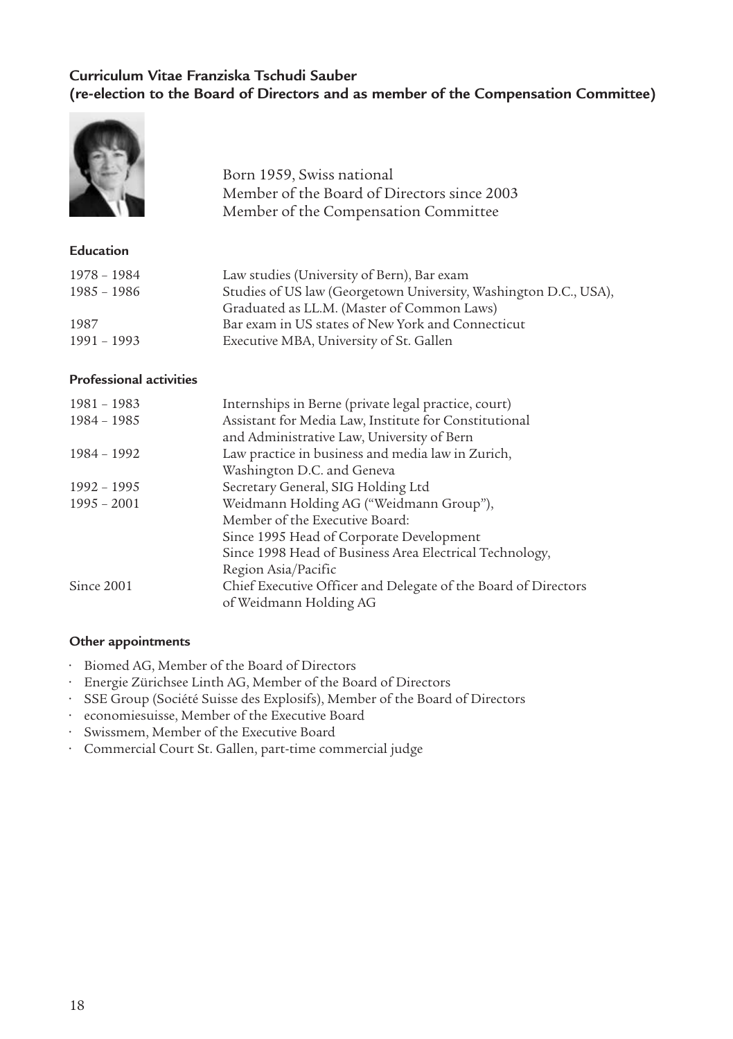## Curriculum Vitae Franziska Tschudi Sauber
## (re-election to the Board of Directors and as member of the Compensation Committee)

Born 1959, Swiss national
Member of the Board of Directors since 2003
Member of the Compensation Committee

### Education

| | |
|---|---|
| 1978 – 1984 | Law studies (University of Bern), Bar exam |
| 1985 – 1986 | Studies of US law (Georgetown University, Washington D.C., USA), Graduated as LL.M. (Master of Common Laws) |
| 1987 | Bar exam in US states of New York and Connecticut |
| 1991 – 1993 | Executive MBA, University of St. Gallen |

### Professional activities

| | |
|---|---|
| 1981 – 1983 | Internships in Berne (private legal practice, court) |
| 1984 – 1985 | Assistant for Media Law, Institute for Constitutional and Administrative Law, University of Bern |
| 1984 – 1992 | Law practice in business and media law in Zurich, Washington D.C. and Geneva |
| 1992 – 1995 | Secretary General, SIG Holding Ltd |
| 1995 – 2001 | Weidmann Holding AG ("Weidmann Group"), Member of the Executive Board: Since 1995 Head of Corporate Development Since 1998 Head of Business Area Electrical Technology, Region Asia/Pacific |
| Since 2001 | Chief Executive Officer and Delegate of the Board of Directors of Weidmann Holding AG |

### Other appointments

- Biomed AG, Member of the Board of Directors
- Energie Zürichsee Linth AG, Member of the Board of Directors
- SSE Group (Société Suisse des Explosifs), Member of the Board of Directors
- economiesuisse, Member of the Executive Board
- Swissmem, Member of the Executive Board
- Commercial Court St. Gallen, part-time commercial judge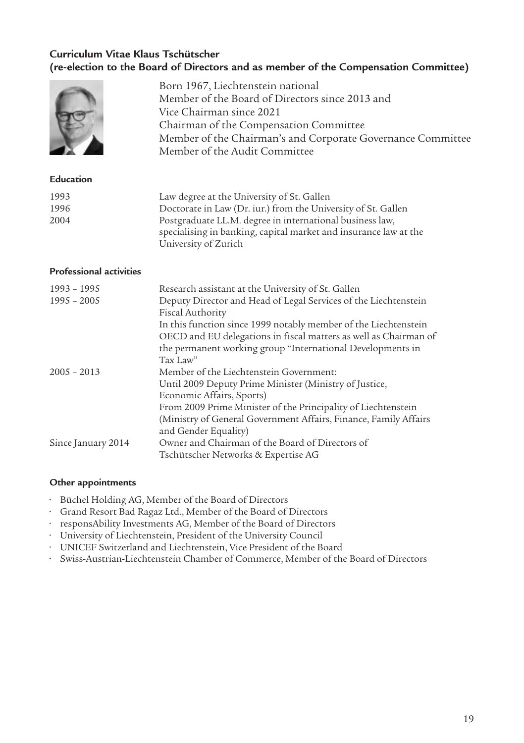## Curriculum Vitae Klaus Tschütscher (re-election to the Board of Directors and as member of the Compensation Committee)

Born 1967, Liechtenstein national
Member of the Board of Directors since 2013 and
Vice Chairman since 2021
Chairman of the Compensation Committee
Member of the Chairman's and Corporate Governance Committee
Member of the Audit Committee

### Education

| | |
|---|---|
| 1993 | Law degree at the University of St. Gallen |
| 1996 | Doctorate in Law (Dr. iur.) from the University of St. Gallen |
| 2004 | Postgraduate LL.M. degree in international business law, specialising in banking, capital market and insurance law at the University of Zurich |

### Professional activities

| | |
|---|---|
| 1993 – 1995 | Research assistant at the University of St. Gallen |
| 1995 – 2005 | Deputy Director and Head of Legal Services of the Liechtenstein Fiscal Authority<br>In this function since 1999 notably member of the Liechtenstein OECD and EU delegations in fiscal matters as well as Chairman of the permanent working group "International Developments in Tax Law" |
| 2005 – 2013 | Member of the Liechtenstein Government:<br>Until 2009 Deputy Prime Minister (Ministry of Justice, Economic Affairs, Sports)<br>From 2009 Prime Minister of the Principality of Liechtenstein (Ministry of General Government Affairs, Finance, Family Affairs and Gender Equality) |
| Since January 2014 | Owner and Chairman of the Board of Directors of Tschütscher Networks & Expertise AG |

### Other appointments

- Büchel Holding AG, Member of the Board of Directors
- Grand Resort Bad Ragaz Ltd., Member of the Board of Directors
- responsAbility Investments AG, Member of the Board of Directors
- University of Liechtenstein, President of the University Council
- UNICEF Switzerland and Liechtenstein, Vice President of the Board
- Swiss-Austrian-Liechtenstein Chamber of Commerce, Member of the Board of Directors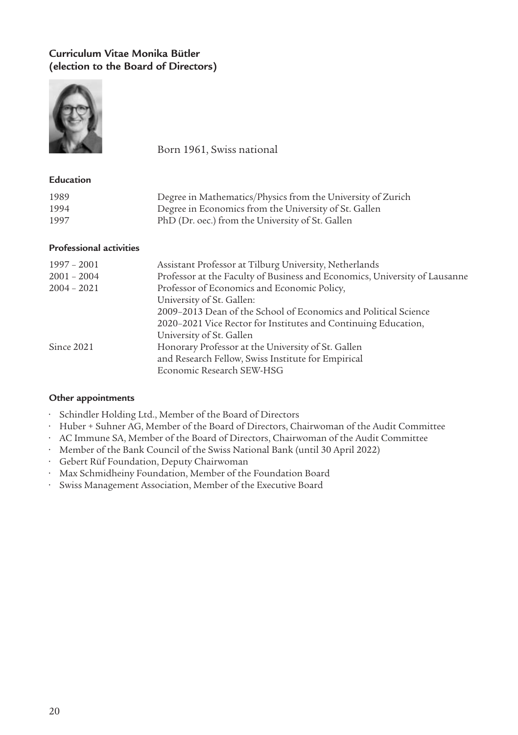## Curriculum Vitae Monika Bütler
## (election to the Board of Directors)

Born 1961, Swiss national

### Education

| | |
|---|---|
| 1989 | Degree in Mathematics/Physics from the University of Zurich |
| 1994 | Degree in Economics from the University of St. Gallen |
| 1997 | PhD (Dr. oec.) from the University of St. Gallen |

### Professional activities

| | |
|---|---|
| 1997 – 2001 | Assistant Professor at Tilburg University, Netherlands |
| 2001 – 2004 | Professor at the Faculty of Business and Economics, University of Lausanne |
| 2004 – 2021 | Professor of Economics and Economic Policy, University of St. Gallen: 2009–2013 Dean of the School of Economics and Political Science 2020–2021 Vice Rector for Institutes and Continuing Education, University of St. Gallen |
| Since 2021 | Honorary Professor at the University of St. Gallen and Research Fellow, Swiss Institute for Empirical Economic Research SEW-HSG |

### Other appointments

- Schindler Holding Ltd., Member of the Board of Directors
- Huber + Suhner AG, Member of the Board of Directors, Chairwoman of the Audit Committee
- AC Immune SA, Member of the Board of Directors, Chairwoman of the Audit Committee
- Member of the Bank Council of the Swiss National Bank (until 30 April 2022)
- Gebert Rüf Foundation, Deputy Chairwoman
- Max Schmidheiny Foundation, Member of the Foundation Board
- Swiss Management Association, Member of the Executive Board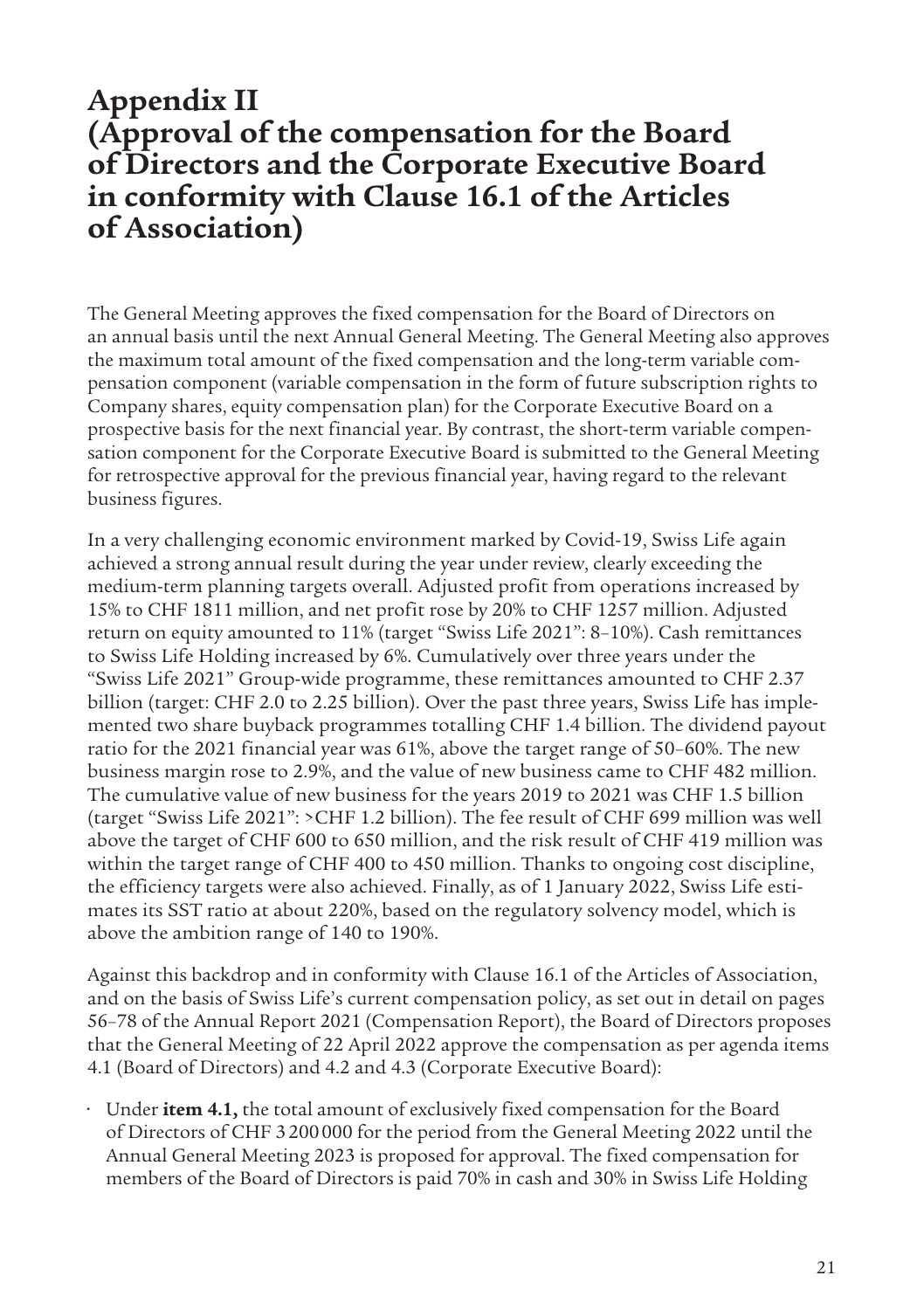# Appendix II (Approval of the compensation for the Board of Directors and the Corporate Executive Board in conformity with Clause 16.1 of the Articles of Association)

The General Meeting approves the fixed compensation for the Board of Directors on an annual basis until the next Annual General Meeting. The General Meeting also approves the maximum total amount of the fixed compensation and the long-term variable compensation component (variable compensation in the form of future subscription rights to Company shares, equity compensation plan) for the Corporate Executive Board on a prospective basis for the next financial year. By contrast, the short-term variable compensation component for the Corporate Executive Board is submitted to the General Meeting for retrospective approval for the previous financial year, having regard to the relevant business figures.

In a very challenging economic environment marked by Covid-19, Swiss Life again achieved a strong annual result during the year under review, clearly exceeding the medium-term planning targets overall. Adjusted profit from operations increased by 15% to CHF 1811 million, and net profit rose by 20% to CHF 1257 million. Adjusted return on equity amounted to 11% (target "Swiss Life 2021": 8–10%). Cash remittances to Swiss Life Holding increased by 6%. Cumulatively over three years under the "Swiss Life 2021" Group-wide programme, these remittances amounted to CHF 2.37 billion (target: CHF 2.0 to 2.25 billion). Over the past three years, Swiss Life has implemented two share buyback programmes totalling CHF 1.4 billion. The dividend payout ratio for the 2021 financial year was 61%, above the target range of 50–60%. The new business margin rose to 2.9%, and the value of new business came to CHF 482 million. The cumulative value of new business for the years 2019 to 2021 was CHF 1.5 billion (target "Swiss Life 2021": >CHF 1.2 billion). The fee result of CHF 699 million was well above the target of CHF 600 to 650 million, and the risk result of CHF 419 million was within the target range of CHF 400 to 450 million. Thanks to ongoing cost discipline, the efficiency targets were also achieved. Finally, as of 1 January 2022, Swiss Life estimates its SST ratio at about 220%, based on the regulatory solvency model, which is above the ambition range of 140 to 190%.

Against this backdrop and in conformity with Clause 16.1 of the Articles of Association, and on the basis of Swiss Life's current compensation policy, as set out in detail on pages 56–78 of the Annual Report 2021 (Compensation Report), the Board of Directors proposes that the General Meeting of 22 April 2022 approve the compensation as per agenda items 4.1 (Board of Directors) and 4.2 and 4.3 (Corporate Executive Board):

- Under **item 4.1,** the total amount of exclusively fixed compensation for the Board of Directors of CHF 3 200 000 for the period from the General Meeting 2022 until the Annual General Meeting 2023 is proposed for approval. The fixed compensation for members of the Board of Directors is paid 70% in cash and 30% in Swiss Life Holding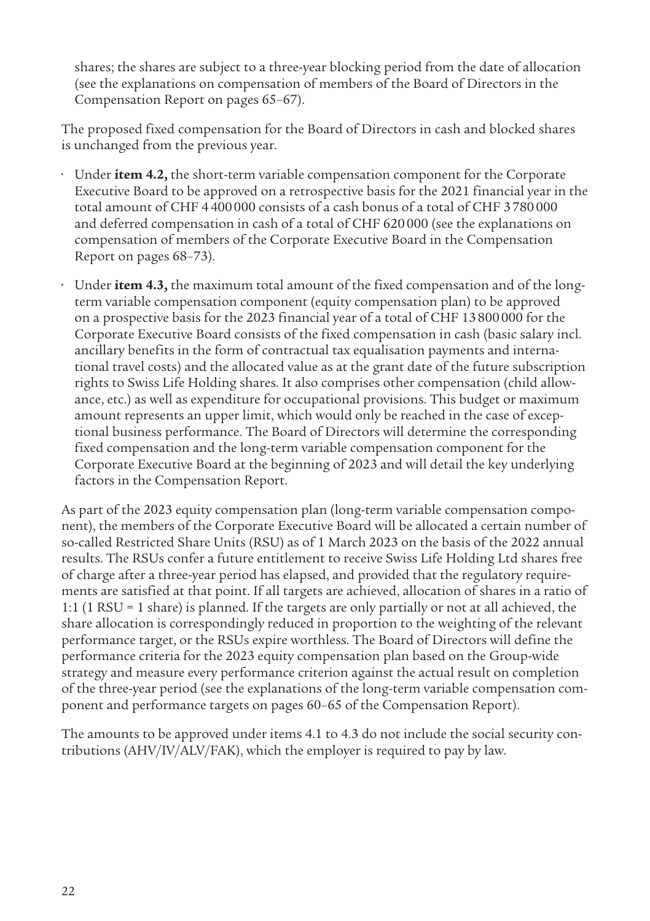shares; the shares are subject to a three-year blocking period from the date of allocation (see the explanations on compensation of members of the Board of Directors in the Compensation Report on pages 65–67).

The proposed fixed compensation for the Board of Directors in cash and blocked shares is unchanged from the previous year.

- Under **item 4.2,** the short-term variable compensation component for the Corporate Executive Board to be approved on a retrospective basis for the 2021 financial year in the total amount of CHF 4 400 000 consists of a cash bonus of a total of CHF 3 780 000 and deferred compensation in cash of a total of CHF 620 000 (see the explanations on compensation of members of the Corporate Executive Board in the Compensation Report on pages 68–73).
- Under **item 4.3,** the maximum total amount of the fixed compensation and of the long-term variable compensation component (equity compensation plan) to be approved on a prospective basis for the 2023 financial year of a total of CHF 13 800 000 for the Corporate Executive Board consists of the fixed compensation in cash (basic salary incl. ancillary benefits in the form of contractual tax equalisation payments and international travel costs) and the allocated value as at the grant date of the future subscription rights to Swiss Life Holding shares. It also comprises other compensation (child allowance, etc.) as well as expenditure for occupational provisions. This budget or maximum amount represents an upper limit, which would only be reached in the case of exceptional business performance. The Board of Directors will determine the corresponding fixed compensation and the long-term variable compensation component for the Corporate Executive Board at the beginning of 2023 and will detail the key underlying factors in the Compensation Report.

As part of the 2023 equity compensation plan (long-term variable compensation component), the members of the Corporate Executive Board will be allocated a certain number of so-called Restricted Share Units (RSU) as of 1 March 2023 on the basis of the 2022 annual results. The RSUs confer a future entitlement to receive Swiss Life Holding Ltd shares free of charge after a three-year period has elapsed, and provided that the regulatory requirements are satisfied at that point. If all targets are achieved, allocation of shares in a ratio of 1:1 (1 RSU = 1 share) is planned. If the targets are only partially or not at all achieved, the share allocation is correspondingly reduced in proportion to the weighting of the relevant performance target, or the RSUs expire worthless. The Board of Directors will define the performance criteria for the 2023 equity compensation plan based on the Group-wide strategy and measure every performance criterion against the actual result on completion of the three-year period (see the explanations of the long-term variable compensation component and performance targets on pages 60–65 of the Compensation Report).

The amounts to be approved under items 4.1 to 4.3 do not include the social security contributions (AHV/IV/ALV/FAK), which the employer is required to pay by law.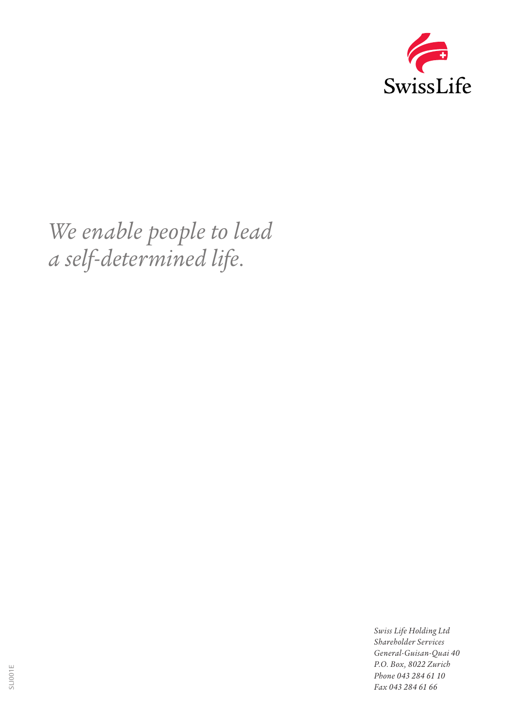SwissLife

*We enable people to lead a self-determined life.*

*Swiss Life Holding Ltd*
*Shareholder Services*
*General-Guisan-Quai 40*
*P.O. Box, 8022 Zurich*
*Phone 043 284 61 10*
*Fax 043 284 61 66*

SLI001E